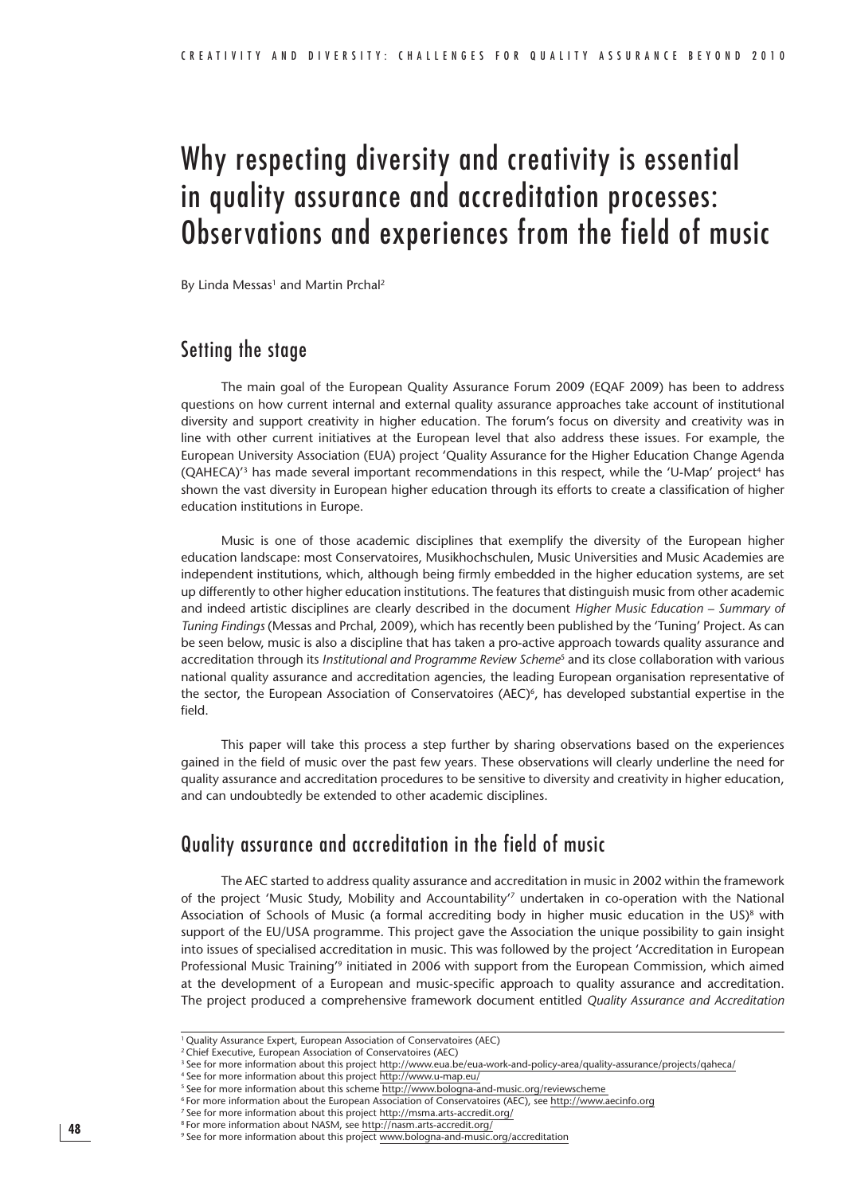# Why respecting diversity and creativity is essential in quality assurance and accreditation processes: Observations and experiences from the field of music

By Linda Messas[1] and Martin Prchal[2]

## Setting the stage

The main goal of the European Quality Assurance Forum 2009 (EQAF 2009) has been to address questions on how current internal and external quality assurance approaches take account of institutional diversity and support creativity in higher education. The forum's focus on diversity and creativity was in line with other current initiatives at the European level that also address these issues. For example, the European University Association (EUA) project 'Quality Assurance for the Higher Education Change Agenda (QAHECA)'[3] has made several important recommendations in this respect, while the 'U-Map' project[4] has shown the vast diversity in European higher education through its efforts to create a classification of higher education institutions in Europe.

Music is one of those academic disciplines that exemplify the diversity of the European higher education landscape: most Conservatoires, Musikhochschulen, Music Universities and Music Academies are independent institutions, which, although being firmly embedded in the higher education systems, are set up differently to other higher education institutions. The features that distinguish music from other academic and indeed artistic disciplines are clearly described in the document *Higher Music Education – Summary of Tuning Findings* (Messas and Prchal, 2009), which has recently been published by the 'Tuning' Project. As can be seen below, music is also a discipline that has taken a pro-active approach towards quality assurance and accreditation through its *Institutional and Programme Review Scheme*[5] and its close collaboration with various national quality assurance and accreditation agencies, the leading European organisation representative of the sector, the European Association of Conservatoires (AEC)[6], has developed substantial expertise in the field.

This paper will take this process a step further by sharing observations based on the experiences gained in the field of music over the past few years. These observations will clearly underline the need for quality assurance and accreditation procedures to be sensitive to diversity and creativity in higher education, and can undoubtedly be extended to other academic disciplines.

## Quality assurance and accreditation in the field of music

The AEC started to address quality assurance and accreditation in music in 2002 within the framework of the project 'Music Study, Mobility and Accountability'[7] undertaken in co-operation with the National Association of Schools of Music (a formal accrediting body in higher music education in the US)[8] with support of the EU/USA programme. This project gave the Association the unique possibility to gain insight into issues of specialised accreditation in music. This was followed by the project 'Accreditation in European Professional Music Training'[9] initiated in 2006 with support from the European Commission, which aimed at the development of a European and music-specific approach to quality assurance and accreditation. The project produced a comprehensive framework document entitled *Quality Assurance and Accreditation*

---

[1] Quality Assurance Expert, European Association of Conservatoires (AEC)

[2] Chief Executive, European Association of Conservatoires (AEC)

[3] See for more information about this project http://www.eua.be/eua-work-and-policy-area/quality-assurance/projects/qaheca/

[4] See for more information about this project http://www.u-map.eu/

[5] See for more information about this scheme http://www.bologna-and-music.org/reviewscheme

[6] For more information about the European Association of Conservatoires (AEC), see http://www.aecinfo.org

[7] See for more information about this project http://msma.arts-accredit.org/

[8] For more information about NASM, see http://nasm.arts-accredit.org/

[9] See for more information about this project www.bologna-and-music.org/accreditation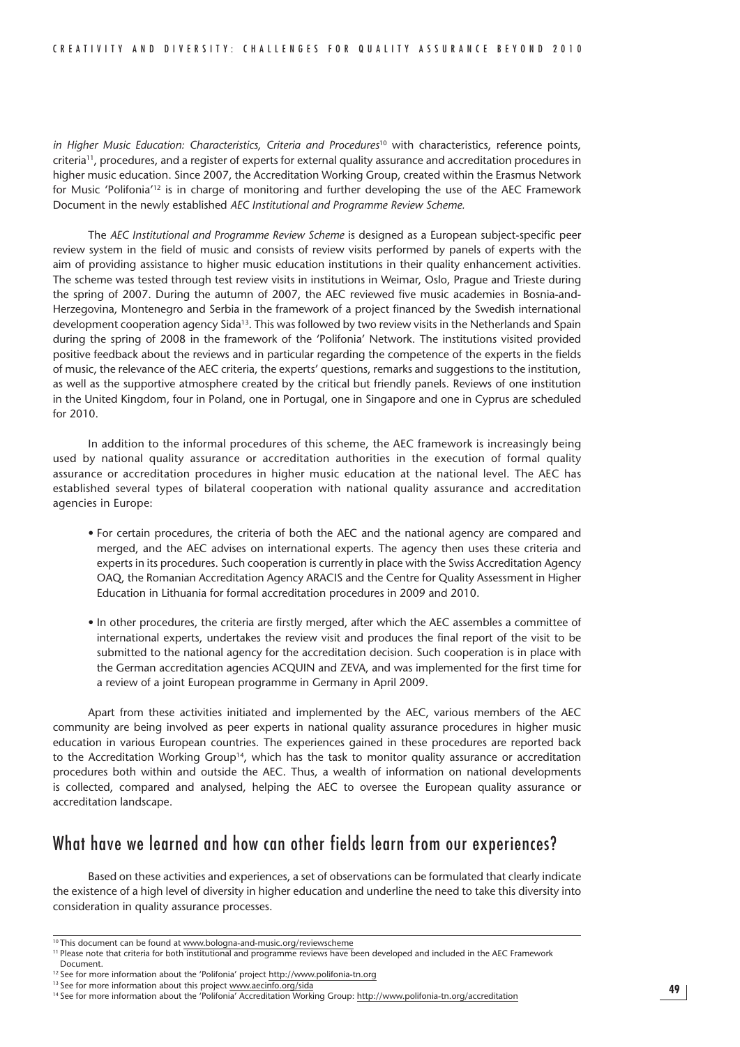*in Higher Music Education: Characteristics, Criteria and Procedures*[10] with characteristics, reference points, criteria[11], procedures, and a register of experts for external quality assurance and accreditation procedures in higher music education. Since 2007, the Accreditation Working Group, created within the Erasmus Network for Music 'Polifonia'[12] is in charge of monitoring and further developing the use of the AEC Framework Document in the newly established *AEC Institutional and Programme Review Scheme.*

The *AEC Institutional and Programme Review Scheme* is designed as a European subject-specific peer review system in the field of music and consists of review visits performed by panels of experts with the aim of providing assistance to higher music education institutions in their quality enhancement activities. The scheme was tested through test review visits in institutions in Weimar, Oslo, Prague and Trieste during the spring of 2007. During the autumn of 2007, the AEC reviewed five music academies in Bosnia-and-Herzegovina, Montenegro and Serbia in the framework of a project financed by the Swedish international development cooperation agency Sida[13]. This was followed by two review visits in the Netherlands and Spain during the spring of 2008 in the framework of the 'Polifonia' Network. The institutions visited provided positive feedback about the reviews and in particular regarding the competence of the experts in the fields of music, the relevance of the AEC criteria, the experts' questions, remarks and suggestions to the institution, as well as the supportive atmosphere created by the critical but friendly panels. Reviews of one institution in the United Kingdom, four in Poland, one in Portugal, one in Singapore and one in Cyprus are scheduled for 2010.

In addition to the informal procedures of this scheme, the AEC framework is increasingly being used by national quality assurance or accreditation authorities in the execution of formal quality assurance or accreditation procedures in higher music education at the national level. The AEC has established several types of bilateral cooperation with national quality assurance and accreditation agencies in Europe:

- For certain procedures, the criteria of both the AEC and the national agency are compared and merged, and the AEC advises on international experts. The agency then uses these criteria and experts in its procedures. Such cooperation is currently in place with the Swiss Accreditation Agency OAQ, the Romanian Accreditation Agency ARACIS and the Centre for Quality Assessment in Higher Education in Lithuania for formal accreditation procedures in 2009 and 2010.
- In other procedures, the criteria are firstly merged, after which the AEC assembles a committee of international experts, undertakes the review visit and produces the final report of the visit to be submitted to the national agency for the accreditation decision. Such cooperation is in place with the German accreditation agencies ACQUIN and ZEVA, and was implemented for the first time for a review of a joint European programme in Germany in April 2009.

Apart from these activities initiated and implemented by the AEC, various members of the AEC community are being involved as peer experts in national quality assurance procedures in higher music education in various European countries. The experiences gained in these procedures are reported back to the Accreditation Working Group[14], which has the task to monitor quality assurance or accreditation procedures both within and outside the AEC. Thus, a wealth of information on national developments is collected, compared and analysed, helping the AEC to oversee the European quality assurance or accreditation landscape.

## What have we learned and how can other fields learn from our experiences?

Based on these activities and experiences, a set of observations can be formulated that clearly indicate the existence of a high level of diversity in higher education and underline the need to take this diversity into consideration in quality assurance processes.

---

[10] This document can be found at www.bologna-and-music.org/reviewscheme

[11] Please note that criteria for both institutional and programme reviews have been developed and included in the AEC Framework Document.

[12] See for more information about the 'Polifonia' project http://www.polifonia-tn.org

[13] See for more information about this project www.aecinfo.org/sida

[14] See for more information about the 'Polifonia' Accreditation Working Group: http://www.polifonia-tn.org/accreditation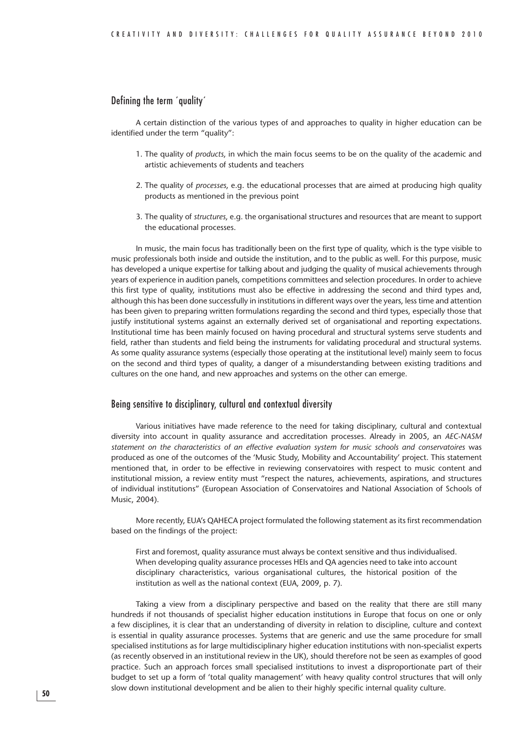## Defining the term ´quality´

A certain distinction of the various types of and approaches to quality in higher education can be identified under the term "quality":

1. The quality of *products*, in which the main focus seems to be on the quality of the academic and artistic achievements of students and teachers
2. The quality of *processes*, e.g. the educational processes that are aimed at producing high quality products as mentioned in the previous point
3. The quality of *structures*, e.g. the organisational structures and resources that are meant to support the educational processes.

In music, the main focus has traditionally been on the first type of quality, which is the type visible to music professionals both inside and outside the institution, and to the public as well. For this purpose, music has developed a unique expertise for talking about and judging the quality of musical achievements through years of experience in audition panels, competitions committees and selection procedures. In order to achieve this first type of quality, institutions must also be effective in addressing the second and third types and, although this has been done successfully in institutions in different ways over the years, less time and attention has been given to preparing written formulations regarding the second and third types, especially those that justify institutional systems against an externally derived set of organisational and reporting expectations. Institutional time has been mainly focused on having procedural and structural systems serve students and field, rather than students and field being the instruments for validating procedural and structural systems. As some quality assurance systems (especially those operating at the institutional level) mainly seem to focus on the second and third types of quality, a danger of a misunderstanding between existing traditions and cultures on the one hand, and new approaches and systems on the other can emerge.

## Being sensitive to disciplinary, cultural and contextual diversity

Various initiatives have made reference to the need for taking disciplinary, cultural and contextual diversity into account in quality assurance and accreditation processes. Already in 2005, an *AEC-NASM statement on the characteristics of an effective evaluation system for music schools and conservatoires* was produced as one of the outcomes of the 'Music Study, Mobility and Accountability' project. This statement mentioned that, in order to be effective in reviewing conservatoires with respect to music content and institutional mission, a review entity must "respect the natures, achievements, aspirations, and structures of individual institutions" (European Association of Conservatoires and National Association of Schools of Music, 2004).

More recently, EUA's QAHECA project formulated the following statement as its first recommendation based on the findings of the project:

> First and foremost, quality assurance must always be context sensitive and thus individualised. When developing quality assurance processes HEIs and QA agencies need to take into account disciplinary characteristics, various organisational cultures, the historical position of the institution as well as the national context (EUA, 2009, p. 7).

Taking a view from a disciplinary perspective and based on the reality that there are still many hundreds if not thousands of specialist higher education institutions in Europe that focus on one or only a few disciplines, it is clear that an understanding of diversity in relation to discipline, culture and context is essential in quality assurance processes. Systems that are generic and use the same procedure for small specialised institutions as for large multidisciplinary higher education institutions with non-specialist experts (as recently observed in an institutional review in the UK), should therefore not be seen as examples of good practice. Such an approach forces small specialised institutions to invest a disproportionate part of their budget to set up a form of 'total quality management' with heavy quality control structures that will only slow down institutional development and be alien to their highly specific internal quality culture.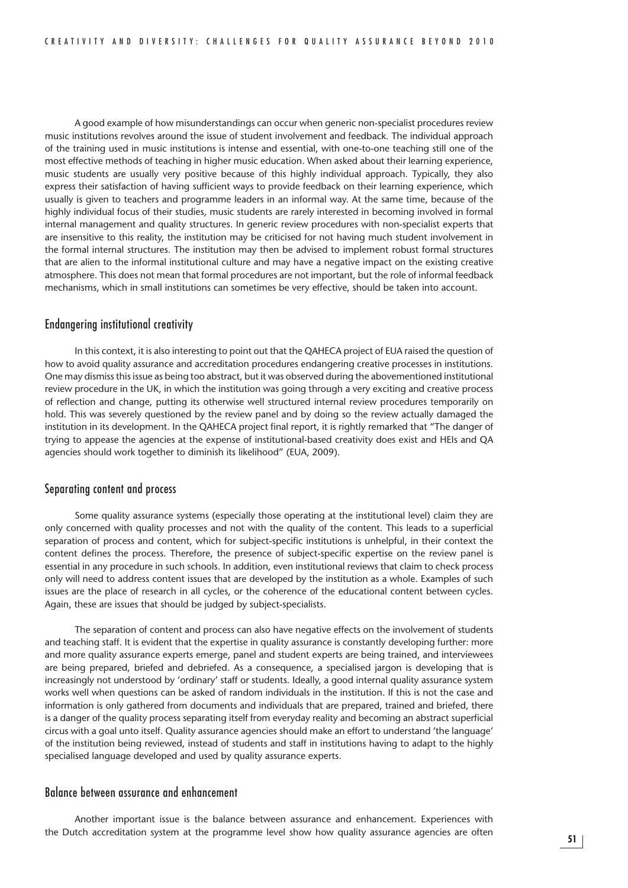A good example of how misunderstandings can occur when generic non-specialist procedures review music institutions revolves around the issue of student involvement and feedback. The individual approach of the training used in music institutions is intense and essential, with one-to-one teaching still one of the most effective methods of teaching in higher music education. When asked about their learning experience, music students are usually very positive because of this highly individual approach. Typically, they also express their satisfaction of having sufficient ways to provide feedback on their learning experience, which usually is given to teachers and programme leaders in an informal way. At the same time, because of the highly individual focus of their studies, music students are rarely interested in becoming involved in formal internal management and quality structures. In generic review procedures with non-specialist experts that are insensitive to this reality, the institution may be criticised for not having much student involvement in the formal internal structures. The institution may then be advised to implement robust formal structures that are alien to the informal institutional culture and may have a negative impact on the existing creative atmosphere. This does not mean that formal procedures are not important, but the role of informal feedback mechanisms, which in small institutions can sometimes be very effective, should be taken into account.

## Endangering institutional creativity

In this context, it is also interesting to point out that the QAHECA project of EUA raised the question of how to avoid quality assurance and accreditation procedures endangering creative processes in institutions. One may dismiss this issue as being too abstract, but it was observed during the abovementioned institutional review procedure in the UK, in which the institution was going through a very exciting and creative process of reflection and change, putting its otherwise well structured internal review procedures temporarily on hold. This was severely questioned by the review panel and by doing so the review actually damaged the institution in its development. In the QAHECA project final report, it is rightly remarked that "The danger of trying to appease the agencies at the expense of institutional-based creativity does exist and HEIs and QA agencies should work together to diminish its likelihood" (EUA, 2009).

## Separating content and process

Some quality assurance systems (especially those operating at the institutional level) claim they are only concerned with quality processes and not with the quality of the content. This leads to a superficial separation of process and content, which for subject-specific institutions is unhelpful, in their context the content defines the process. Therefore, the presence of subject-specific expertise on the review panel is essential in any procedure in such schools. In addition, even institutional reviews that claim to check process only will need to address content issues that are developed by the institution as a whole. Examples of such issues are the place of research in all cycles, or the coherence of the educational content between cycles. Again, these are issues that should be judged by subject-specialists.

The separation of content and process can also have negative effects on the involvement of students and teaching staff. It is evident that the expertise in quality assurance is constantly developing further: more and more quality assurance experts emerge, panel and student experts are being trained, and interviewees are being prepared, briefed and debriefed. As a consequence, a specialised jargon is developing that is increasingly not understood by 'ordinary' staff or students. Ideally, a good internal quality assurance system works well when questions can be asked of random individuals in the institution. If this is not the case and information is only gathered from documents and individuals that are prepared, trained and briefed, there is a danger of the quality process separating itself from everyday reality and becoming an abstract superficial circus with a goal unto itself. Quality assurance agencies should make an effort to understand 'the language' of the institution being reviewed, instead of students and staff in institutions having to adapt to the highly specialised language developed and used by quality assurance experts.

## Balance between assurance and enhancement

Another important issue is the balance between assurance and enhancement. Experiences with the Dutch accreditation system at the programme level show how quality assurance agencies are often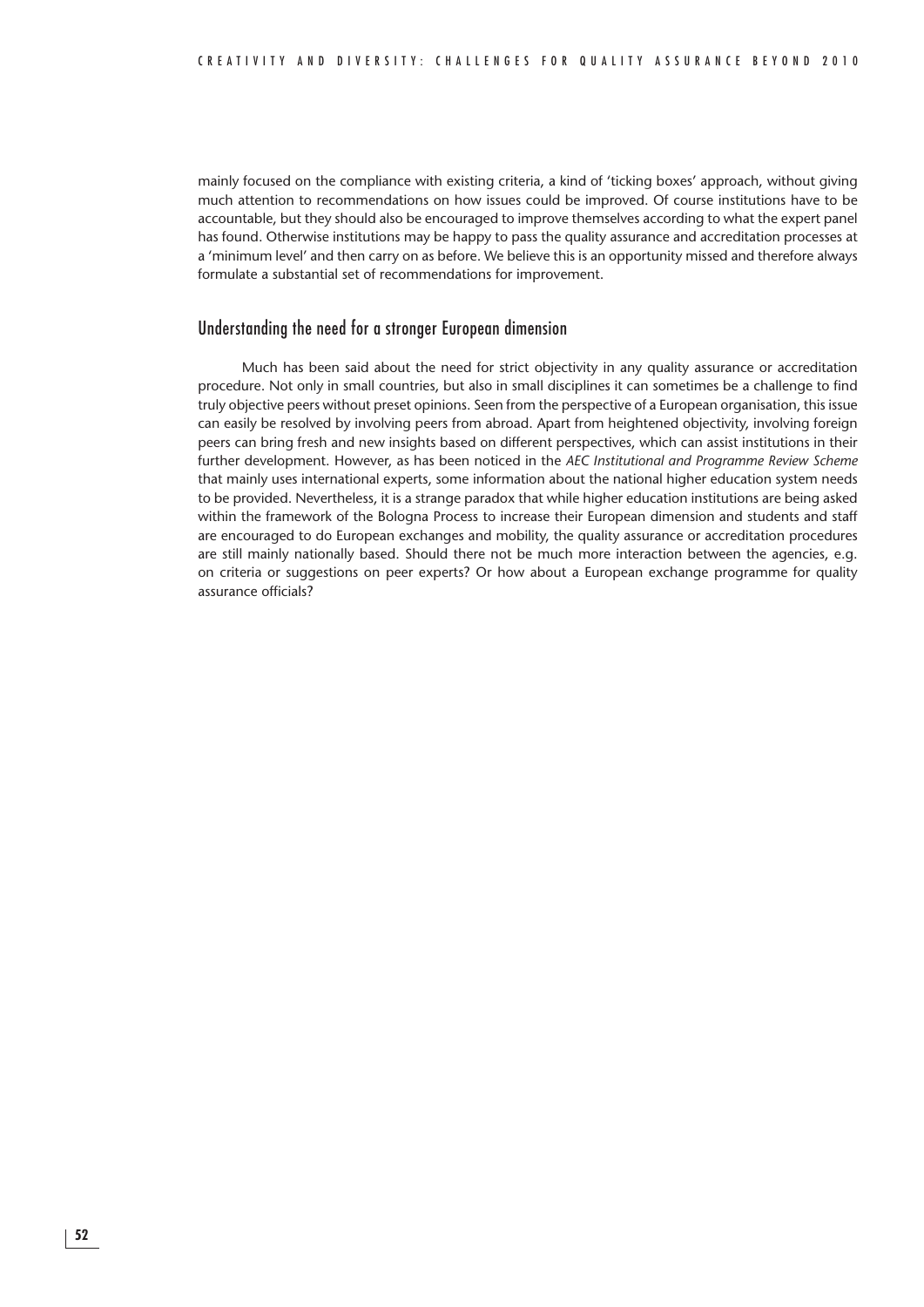mainly focused on the compliance with existing criteria, a kind of 'ticking boxes' approach, without giving much attention to recommendations on how issues could be improved. Of course institutions have to be accountable, but they should also be encouraged to improve themselves according to what the expert panel has found. Otherwise institutions may be happy to pass the quality assurance and accreditation processes at a 'minimum level' and then carry on as before. We believe this is an opportunity missed and therefore always formulate a substantial set of recommendations for improvement.

## Understanding the need for a stronger European dimension

Much has been said about the need for strict objectivity in any quality assurance or accreditation procedure. Not only in small countries, but also in small disciplines it can sometimes be a challenge to find truly objective peers without preset opinions. Seen from the perspective of a European organisation, this issue can easily be resolved by involving peers from abroad. Apart from heightened objectivity, involving foreign peers can bring fresh and new insights based on different perspectives, which can assist institutions in their further development. However, as has been noticed in the *AEC Institutional and Programme Review Scheme* that mainly uses international experts, some information about the national higher education system needs to be provided. Nevertheless, it is a strange paradox that while higher education institutions are being asked within the framework of the Bologna Process to increase their European dimension and students and staff are encouraged to do European exchanges and mobility, the quality assurance or accreditation procedures are still mainly nationally based. Should there not be much more interaction between the agencies, e.g. on criteria or suggestions on peer experts? Or how about a European exchange programme for quality assurance officials?